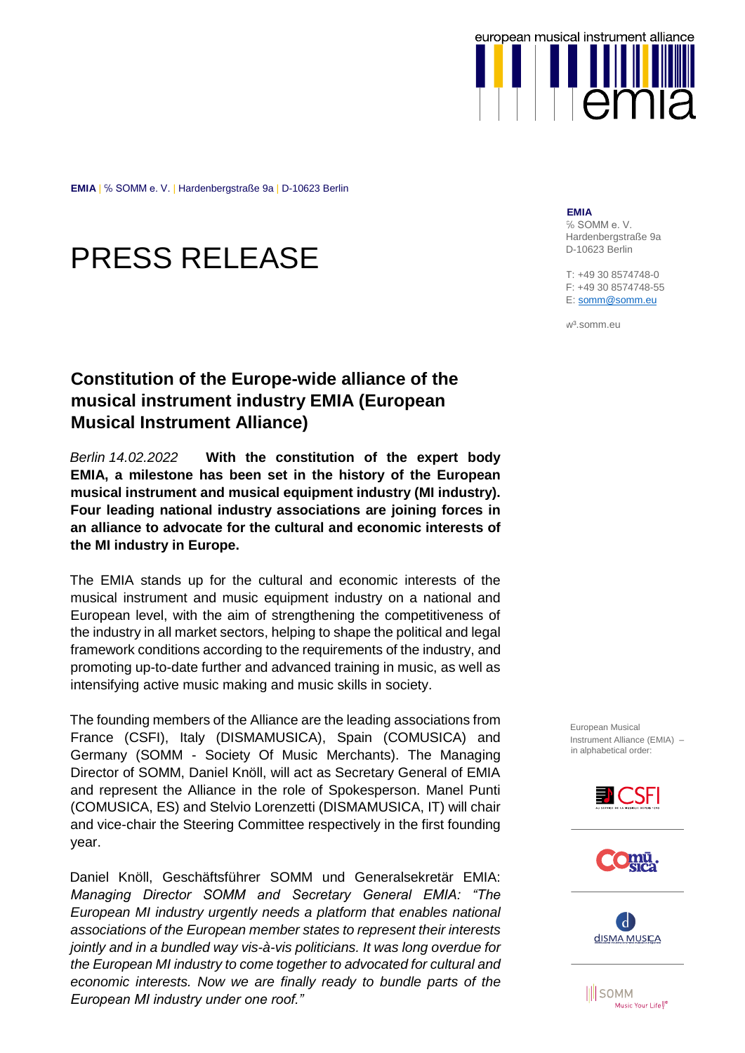EMIA | ℅ SOMM e. V. | Hardenbergstraße 9a | D-10623 Berlin

**EMIA**
℅ SOMM e. V.
Hardenbergstraße 9a
D-10623 Berlin

T: +49 30 8574748-0
F: +49 30 8574748-55
E: somm@somm.eu

w³.somm.eu

# PRESS RELEASE

## Constitution of the Europe-wide alliance of the musical instrument industry EMIA (European Musical Instrument Alliance)

*Berlin 14.02.2022* **With the constitution of the expert body EMIA, a milestone has been set in the history of the European musical instrument and musical equipment industry (MI industry). Four leading national industry associations are joining forces in an alliance to advocate for the cultural and economic interests of the MI industry in Europe.**

The EMIA stands up for the cultural and economic interests of the musical instrument and music equipment industry on a national and European level, with the aim of strengthening the competitiveness of the industry in all market sectors, helping to shape the political and legal framework conditions according to the requirements of the industry, and promoting up-to-date further and advanced training in music, as well as intensifying active music making and music skills in society.

The founding members of the Alliance are the leading associations from France (CSFI), Italy (DISMAMUSICA), Spain (COMUSICA) and Germany (SOMM - Society Of Music Merchants). The Managing Director of SOMM, Daniel Knöll, will act as Secretary General of EMIA and represent the Alliance in the role of Spokesperson. Manel Punti (COMUSICA, ES) and Stelvio Lorenzetti (DISMAMUSICA, IT) will chair and vice-chair the Steering Committee respectively in the first founding year.

Daniel Knöll, Geschäftsführer SOMM und Generalsekretär EMIA: *Managing Director SOMM and Secretary General EMIA: "The European MI industry urgently needs a platform that enables national associations of the European member states to represent their interests jointly and in a bundled way vis-à-vis politicians. It was long overdue for the European MI industry to come together to advocated for cultural and economic interests. Now we are finally ready to bundle parts of the European MI industry under one roof."*

European Musical Instrument Alliance (EMIA) – in alphabetical order:

CSFI

Comusica

dISMA MUSICA

SOMM Music Your Life!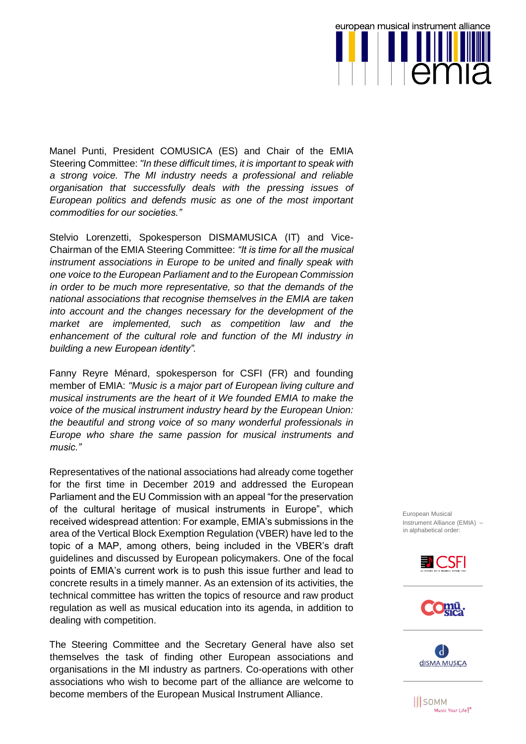Manel Punti, President COMUSICA (ES) and Chair of the EMIA Steering Committee: *"In these difficult times, it is important to speak with a strong voice. The MI industry needs a professional and reliable organisation that successfully deals with the pressing issues of European politics and defends music as one of the most important commodities for our societies."*

Stelvio Lorenzetti, Spokesperson DISMAMUSICA (IT) and Vice-Chairman of the EMIA Steering Committee: *"It is time for all the musical instrument associations in Europe to be united and finally speak with one voice to the European Parliament and to the European Commission in order to be much more representative, so that the demands of the national associations that recognise themselves in the EMIA are taken into account and the changes necessary for the development of the market are implemented, such as competition law and the enhancement of the cultural role and function of the MI industry in building a new European identity".*

Fanny Reyre Ménard, spokesperson for CSFI (FR) and founding member of EMIA: *"Music is a major part of European living culture and musical instruments are the heart of it We founded EMIA to make the voice of the musical instrument industry heard by the European Union: the beautiful and strong voice of so many wonderful professionals in Europe who share the same passion for musical instruments and music."*

Representatives of the national associations had already come together for the first time in December 2019 and addressed the European Parliament and the EU Commission with an appeal "for the preservation of the cultural heritage of musical instruments in Europe", which received widespread attention: For example, EMIA's submissions in the area of the Vertical Block Exemption Regulation (VBER) have led to the topic of a MAP, among others, being included in the VBER's draft guidelines and discussed by European policymakers. One of the focal points of EMIA's current work is to push this issue further and lead to concrete results in a timely manner. As an extension of its activities, the technical committee has written the topics of resource and raw product regulation as well as musical education into its agenda, in addition to dealing with competition.

The Steering Committee and the Secretary General have also set themselves the task of finding other European associations and organisations in the MI industry as partners. Co-operations with other associations who wish to become part of the alliance are welcome to become members of the European Musical Instrument Alliance.

European Musical Instrument Alliance (EMIA) – in alphabetical order:

CSFI

Comusica

DISMA MUSICA

SOMM Music Your Life!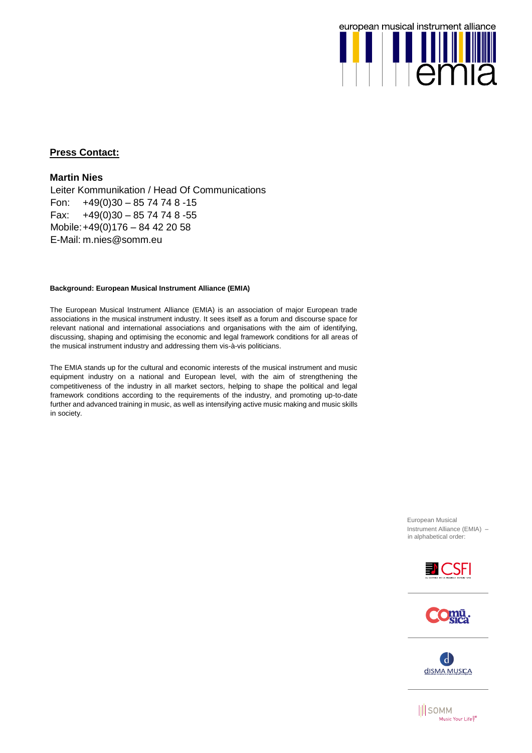**Press Contact:**

**Martin Nies**

Leiter Kommunikation / Head Of Communications
Fon: +49(0)30 – 85 74 74 8 -15
Fax: +49(0)30 – 85 74 74 8 -55
Mobile: +49(0)176 – 84 42 20 58
E-Mail: m.nies@somm.eu

**Background: European Musical Instrument Alliance (EMIA)**

The European Musical Instrument Alliance (EMIA) is an association of major European trade associations in the musical instrument industry. It sees itself as a forum and discourse space for relevant national and international associations and organisations with the aim of identifying, discussing, shaping and optimising the economic and legal framework conditions for all areas of the musical instrument industry and addressing them vis-à-vis politicians.

The EMIA stands up for the cultural and economic interests of the musical instrument and music equipment industry on a national and European level, with the aim of strengthening the competitiveness of the industry in all market sectors, helping to shape the political and legal framework conditions according to the requirements of the industry, and promoting up-to-date further and advanced training in music, as well as intensifying active music making and music skills in society.

European Musical Instrument Alliance (EMIA) – in alphabetical order:

CSFI

Comūsica

dISMA MUSICA

SOMM Music Your Life!®